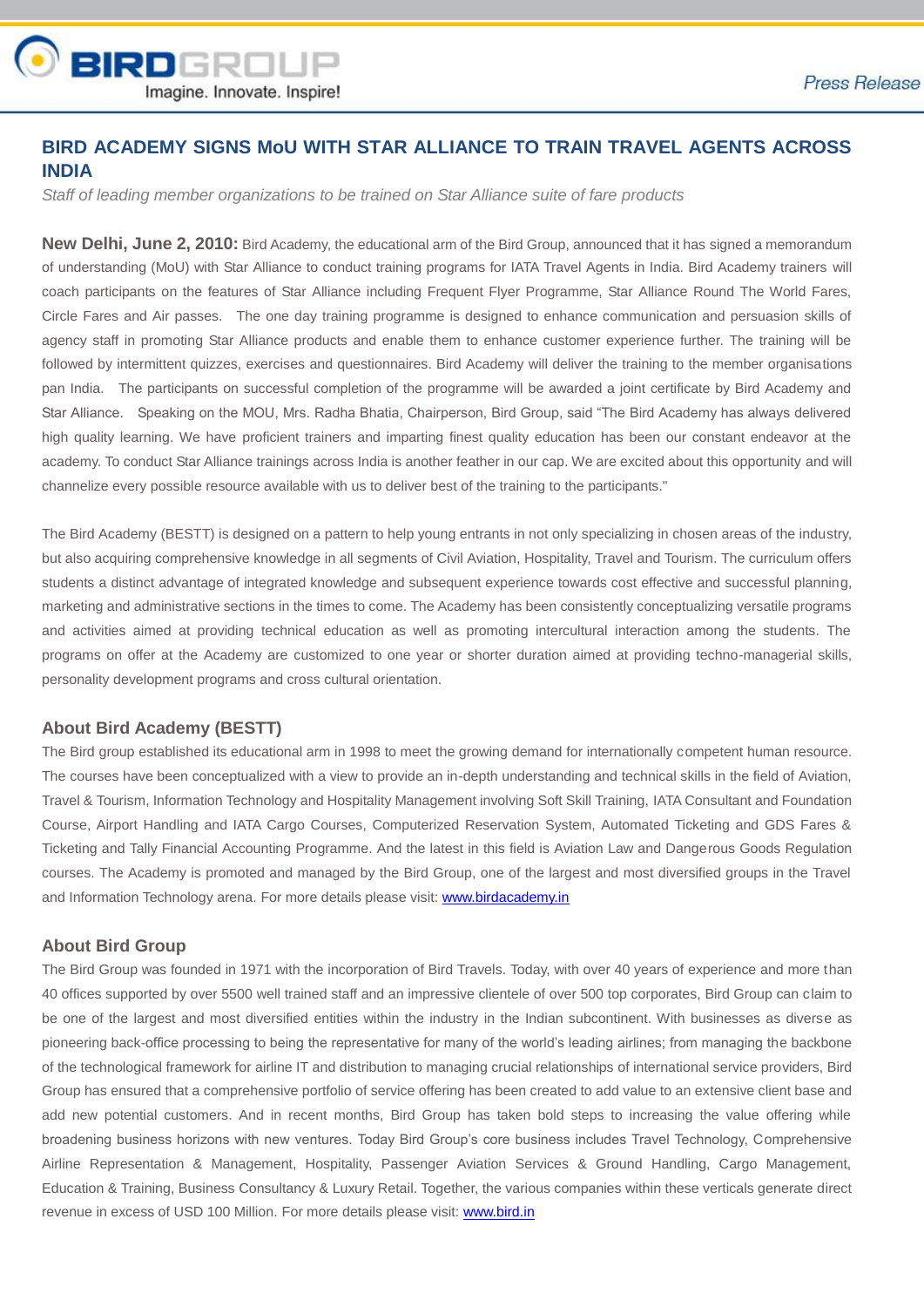# BIRD ACADEMY SIGNS MoU WITH STAR ALLIANCE TO TRAIN TRAVEL AGENTS ACROSS INDIA

*Staff of leading member organizations to be trained on Star Alliance suite of fare products*

**New Delhi, June 2, 2010:** Bird Academy, the educational arm of the Bird Group, announced that it has signed a memorandum of understanding (MoU) with Star Alliance to conduct training programs for IATA Travel Agents in India. Bird Academy trainers will coach participants on the features of Star Alliance including Frequent Flyer Programme, Star Alliance Round The World Fares, Circle Fares and Air passes. The one day training programme is designed to enhance communication and persuasion skills of agency staff in promoting Star Alliance products and enable them to enhance customer experience further. The training will be followed by intermittent quizzes, exercises and questionnaires. Bird Academy will deliver the training to the member organisations pan India. The participants on successful completion of the programme will be awarded a joint certificate by Bird Academy and Star Alliance. Speaking on the MOU, Mrs. Radha Bhatia, Chairperson, Bird Group, said "The Bird Academy has always delivered high quality learning. We have proficient trainers and imparting finest quality education has been our constant endeavor at the academy. To conduct Star Alliance trainings across India is another feather in our cap. We are excited about this opportunity and will channelize every possible resource available with us to deliver best of the training to the participants."

The Bird Academy (BESTT) is designed on a pattern to help young entrants in not only specializing in chosen areas of the industry, but also acquiring comprehensive knowledge in all segments of Civil Aviation, Hospitality, Travel and Tourism. The curriculum offers students a distinct advantage of integrated knowledge and subsequent experience towards cost effective and successful planning, marketing and administrative sections in the times to come. The Academy has been consistently conceptualizing versatile programs and activities aimed at providing technical education as well as promoting intercultural interaction among the students. The programs on offer at the Academy are customized to one year or shorter duration aimed at providing techno-managerial skills, personality development programs and cross cultural orientation.

## About Bird Academy (BESTT)

The Bird group established its educational arm in 1998 to meet the growing demand for internationally competent human resource. The courses have been conceptualized with a view to provide an in-depth understanding and technical skills in the field of Aviation, Travel & Tourism, Information Technology and Hospitality Management involving Soft Skill Training, IATA Consultant and Foundation Course, Airport Handling and IATA Cargo Courses, Computerized Reservation System, Automated Ticketing and GDS Fares & Ticketing and Tally Financial Accounting Programme. And the latest in this field is Aviation Law and Dangerous Goods Regulation courses. The Academy is promoted and managed by the Bird Group, one of the largest and most diversified groups in the Travel and Information Technology arena. For more details please visit: www.birdacademy.in

## About Bird Group

The Bird Group was founded in 1971 with the incorporation of Bird Travels. Today, with over 40 years of experience and more than 40 offices supported by over 5500 well trained staff and an impressive clientele of over 500 top corporates, Bird Group can claim to be one of the largest and most diversified entities within the industry in the Indian subcontinent. With businesses as diverse as pioneering back-office processing to being the representative for many of the world's leading airlines; from managing the backbone of the technological framework for airline IT and distribution to managing crucial relationships of international service providers, Bird Group has ensured that a comprehensive portfolio of service offering has been created to add value to an extensive client base and add new potential customers. And in recent months, Bird Group has taken bold steps to increasing the value offering while broadening business horizons with new ventures. Today Bird Group's core business includes Travel Technology, Comprehensive Airline Representation & Management, Hospitality, Passenger Aviation Services & Ground Handling, Cargo Management, Education & Training, Business Consultancy & Luxury Retail. Together, the various companies within these verticals generate direct revenue in excess of USD 100 Million. For more details please visit: www.bird.in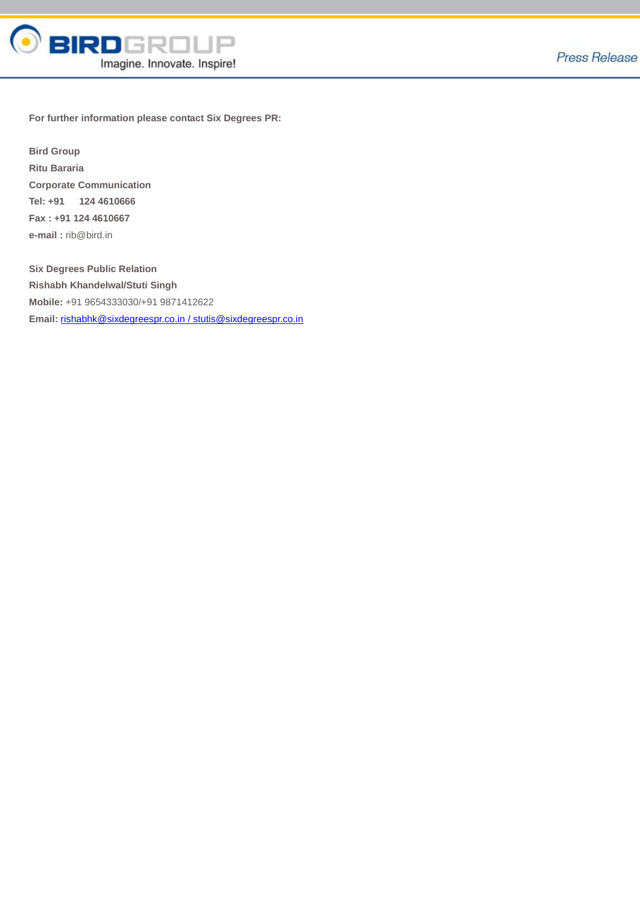**For further information please contact Six Degrees PR:**

**Bird Group**
**Ritu Bararia**
**Corporate Communication**
**Tel: +91 124 4610666**
**Fax : +91 124 4610667**
**e-mail :** rib@bird.in

**Six Degrees Public Relation**
**Rishabh Khandelwal/Stuti Singh**
**Mobile:** +91 9654333030/+91 9871412622
**Email:** rishabhk@sixdegreespr.co.in / stutis@sixdegreespr.co.in